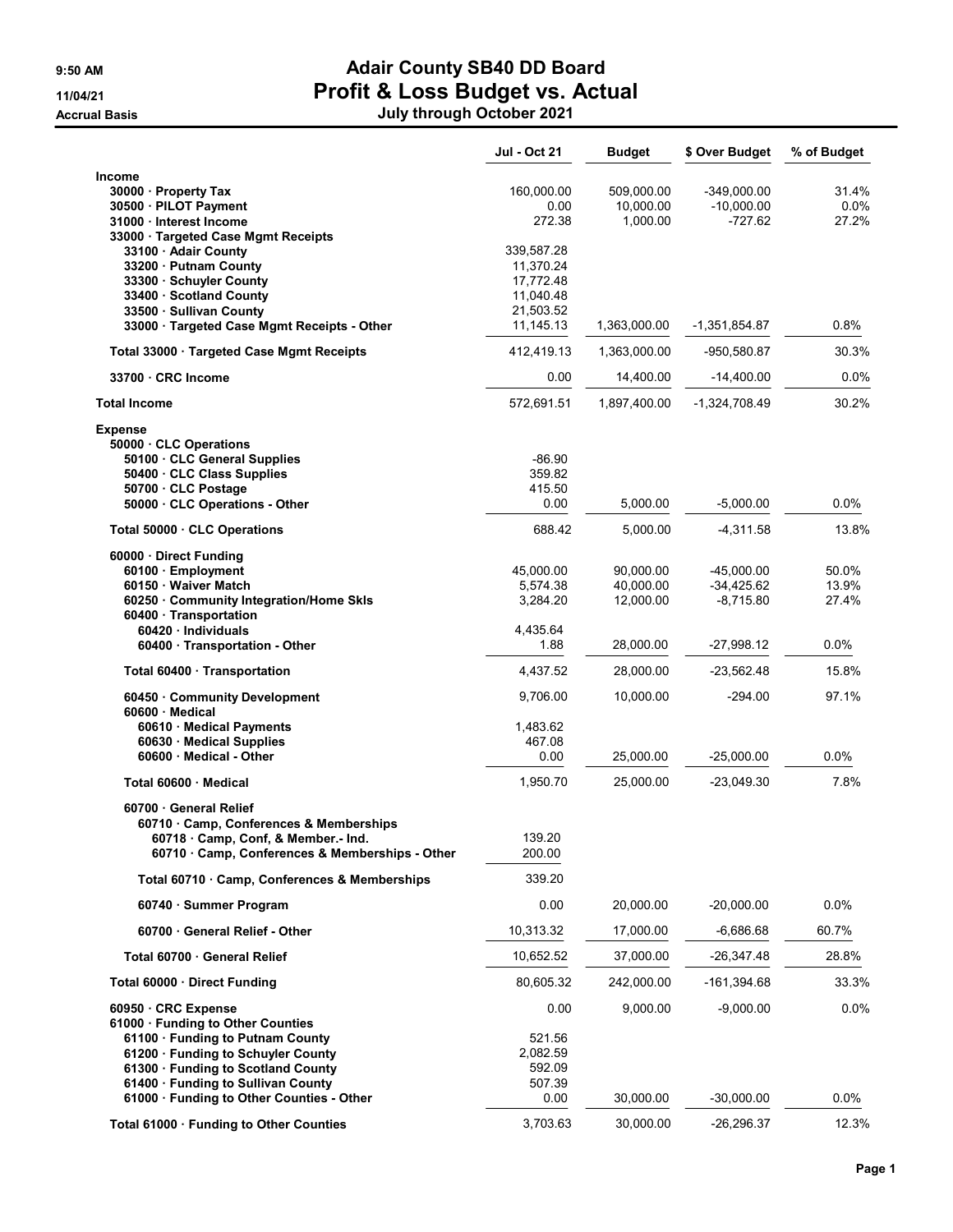# Adair County SB40 DD Board

## Profit & Loss Budget vs. Actual

**July through October 2021**

9:50 AM
11/04/21
Accrual Basis

| | Jul - Oct 21 | Budget | $ Over Budget | % of Budget |
|---|---|---|---|---|
| **Income** | | | | |
| 30000 · Property Tax | 160,000.00 | 509,000.00 | -349,000.00 | 31.4% |
| 30500 · PILOT Payment | 0.00 | 10,000.00 | -10,000.00 | 0.0% |
| 31000 · Interest Income | 272.38 | 1,000.00 | -727.62 | 27.2% |
| 33000 · Targeted Case Mgmt Receipts | | | | |
| 33100 · Adair County | 339,587.28 | | | |
| 33200 · Putnam County | 11,370.24 | | | |
| 33300 · Schuyler County | 17,772.48 | | | |
| 33400 · Scotland County | 11,040.48 | | | |
| 33500 · Sullivan County | 21,503.52 | | | |
| 33000 · Targeted Case Mgmt Receipts - Other | 11,145.13 | 1,363,000.00 | -1,351,854.87 | 0.8% |
| Total 33000 · Targeted Case Mgmt Receipts | 412,419.13 | 1,363,000.00 | -950,580.87 | 30.3% |
| 33700 · CRC Income | 0.00 | 14,400.00 | -14,400.00 | 0.0% |
| **Total Income** | 572,691.51 | 1,897,400.00 | -1,324,708.49 | 30.2% |
| **Expense** | | | | |
| 50000 · CLC Operations | | | | |
| 50100 · CLC General Supplies | -86.90 | | | |
| 50400 · CLC Class Supplies | 359.82 | | | |
| 50700 · CLC Postage | 415.50 | | | |
| 50000 · CLC Operations - Other | 0.00 | 5,000.00 | -5,000.00 | 0.0% |
| Total 50000 · CLC Operations | 688.42 | 5,000.00 | -4,311.58 | 13.8% |
| 60000 · Direct Funding | | | | |
| 60100 · Employment | 45,000.00 | 90,000.00 | -45,000.00 | 50.0% |
| 60150 · Waiver Match | 5,574.38 | 40,000.00 | -34,425.62 | 13.9% |
| 60250 · Community Integration/Home Skls | 3,284.20 | 12,000.00 | -8,715.80 | 27.4% |
| 60400 · Transportation | | | | |
| 60420 · Individuals | 4,435.64 | | | |
| 60400 · Transportation - Other | 1.88 | 28,000.00 | -27,998.12 | 0.0% |
| Total 60400 · Transportation | 4,437.52 | 28,000.00 | -23,562.48 | 15.8% |
| 60450 · Community Development | 9,706.00 | 10,000.00 | -294.00 | 97.1% |
| 60600 · Medical | | | | |
| 60610 · Medical Payments | 1,483.62 | | | |
| 60630 · Medical Supplies | 467.08 | | | |
| 60600 · Medical - Other | 0.00 | 25,000.00 | -25,000.00 | 0.0% |
| Total 60600 · Medical | 1,950.70 | 25,000.00 | -23,049.30 | 7.8% |
| 60700 · General Relief | | | | |
| 60710 · Camp, Conferences & Memberships | | | | |
| 60718 · Camp, Conf, & Member.- Ind. | 139.20 | | | |
| 60710 · Camp, Conferences & Memberships - Other | 200.00 | | | |
| Total 60710 · Camp, Conferences & Memberships | 339.20 | | | |
| 60740 · Summer Program | 0.00 | 20,000.00 | -20,000.00 | 0.0% |
| 60700 · General Relief - Other | 10,313.32 | 17,000.00 | -6,686.68 | 60.7% |
| Total 60700 · General Relief | 10,652.52 | 37,000.00 | -26,347.48 | 28.8% |
| Total 60000 · Direct Funding | 80,605.32 | 242,000.00 | -161,394.68 | 33.3% |
| 60950 · CRC Expense | 0.00 | 9,000.00 | -9,000.00 | 0.0% |
| 61000 · Funding to Other Counties | | | | |
| 61100 · Funding to Putnam County | 521.56 | | | |
| 61200 · Funding to Schuyler County | 2,082.59 | | | |
| 61300 · Funding to Scotland County | 592.09 | | | |
| 61400 · Funding to Sullivan County | 507.39 | | | |
| 61000 · Funding to Other Counties - Other | 0.00 | 30,000.00 | -30,000.00 | 0.0% |
| Total 61000 · Funding to Other Counties | 3,703.63 | 30,000.00 | -26,296.37 | 12.3% |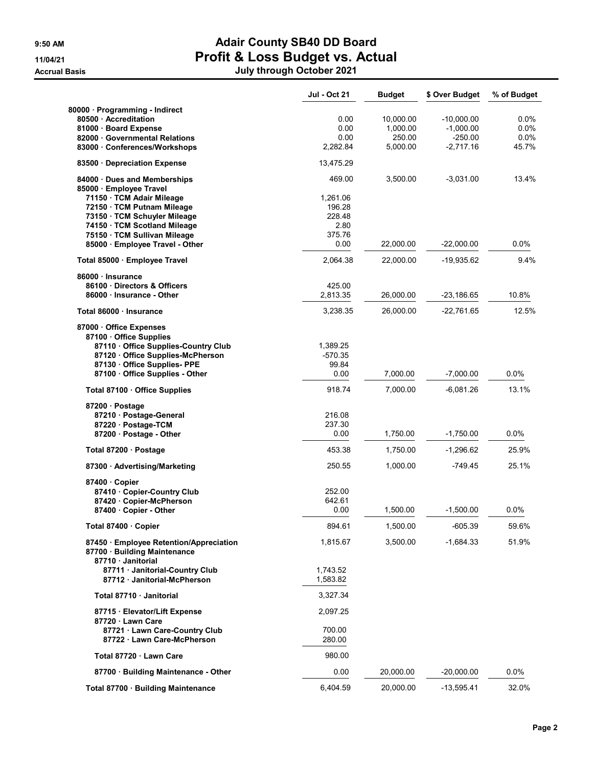# Adair County SB40 DD Board

## Profit & Loss Budget vs. Actual

**July through October 2021**

9:50 AM
11/04/21
Accrual Basis

| | Jul - Oct 21 | Budget | $ Over Budget | % of Budget |
|---|---|---|---|---|
| 80000 · Programming - Indirect | | | | |
| 80500 · Accreditation | 0.00 | 10,000.00 | -10,000.00 | 0.0% |
| 81000 · Board Expense | 0.00 | 1,000.00 | -1,000.00 | 0.0% |
| 82000 · Governmental Relations | 0.00 | 250.00 | -250.00 | 0.0% |
| 83000 · Conferences/Workshops | 2,282.84 | 5,000.00 | -2,717.16 | 45.7% |
| 83500 · Depreciation Expense | 13,475.29 | | | |
| 84000 · Dues and Memberships | 469.00 | 3,500.00 | -3,031.00 | 13.4% |
| 85000 · Employee Travel | | | | |
| 71150 · TCM Adair Mileage | 1,261.06 | | | |
| 72150 · TCM Putnam Mileage | 196.28 | | | |
| 73150 · TCM Schuyler Mileage | 228.48 | | | |
| 74150 · TCM Scotland Mileage | 2.80 | | | |
| 75150 · TCM Sullivan Mileage | 375.76 | | | |
| 85000 · Employee Travel - Other | 0.00 | 22,000.00 | -22,000.00 | 0.0% |
| Total 85000 · Employee Travel | 2,064.38 | 22,000.00 | -19,935.62 | 9.4% |
| 86000 · Insurance | | | | |
| 86100 · Directors & Officers | 425.00 | | | |
| 86000 · Insurance - Other | 2,813.35 | 26,000.00 | -23,186.65 | 10.8% |
| Total 86000 · Insurance | 3,238.35 | 26,000.00 | -22,761.65 | 12.5% |
| 87000 · Office Expenses | | | | |
| 87100 · Office Supplies | | | | |
| 87110 · Office Supplies-Country Club | 1,389.25 | | | |
| 87120 · Office Supplies-McPherson | -570.35 | | | |
| 87130 · Office Supplies- PPE | 99.84 | | | |
| 87100 · Office Supplies - Other | 0.00 | 7,000.00 | -7,000.00 | 0.0% |
| Total 87100 · Office Supplies | 918.74 | 7,000.00 | -6,081.26 | 13.1% |
| 87200 · Postage | | | | |
| 87210 · Postage-General | 216.08 | | | |
| 87220 · Postage-TCM | 237.30 | | | |
| 87200 · Postage - Other | 0.00 | 1,750.00 | -1,750.00 | 0.0% |
| Total 87200 · Postage | 453.38 | 1,750.00 | -1,296.62 | 25.9% |
| 87300 · Advertising/Marketing | 250.55 | 1,000.00 | -749.45 | 25.1% |
| 87400 · Copier | | | | |
| 87410 · Copier-Country Club | 252.00 | | | |
| 87420 · Copier-McPherson | 642.61 | | | |
| 87400 · Copier - Other | 0.00 | 1,500.00 | -1,500.00 | 0.0% |
| Total 87400 · Copier | 894.61 | 1,500.00 | -605.39 | 59.6% |
| 87450 · Employee Retention/Appreciation | 1,815.67 | 3,500.00 | -1,684.33 | 51.9% |
| 87700 · Building Maintenance | | | | |
| 87710 · Janitorial | | | | |
| 87711 · Janitorial-Country Club | 1,743.52 | | | |
| 87712 · Janitorial-McPherson | 1,583.82 | | | |
| Total 87710 · Janitorial | 3,327.34 | | | |
| 87715 · Elevator/Lift Expense | 2,097.25 | | | |
| 87720 · Lawn Care | | | | |
| 87721 · Lawn Care-Country Club | 700.00 | | | |
| 87722 · Lawn Care-McPherson | 280.00 | | | |
| Total 87720 · Lawn Care | 980.00 | | | |
| 87700 · Building Maintenance - Other | 0.00 | 20,000.00 | -20,000.00 | 0.0% |
| Total 87700 · Building Maintenance | 6,404.59 | 20,000.00 | -13,595.41 | 32.0% |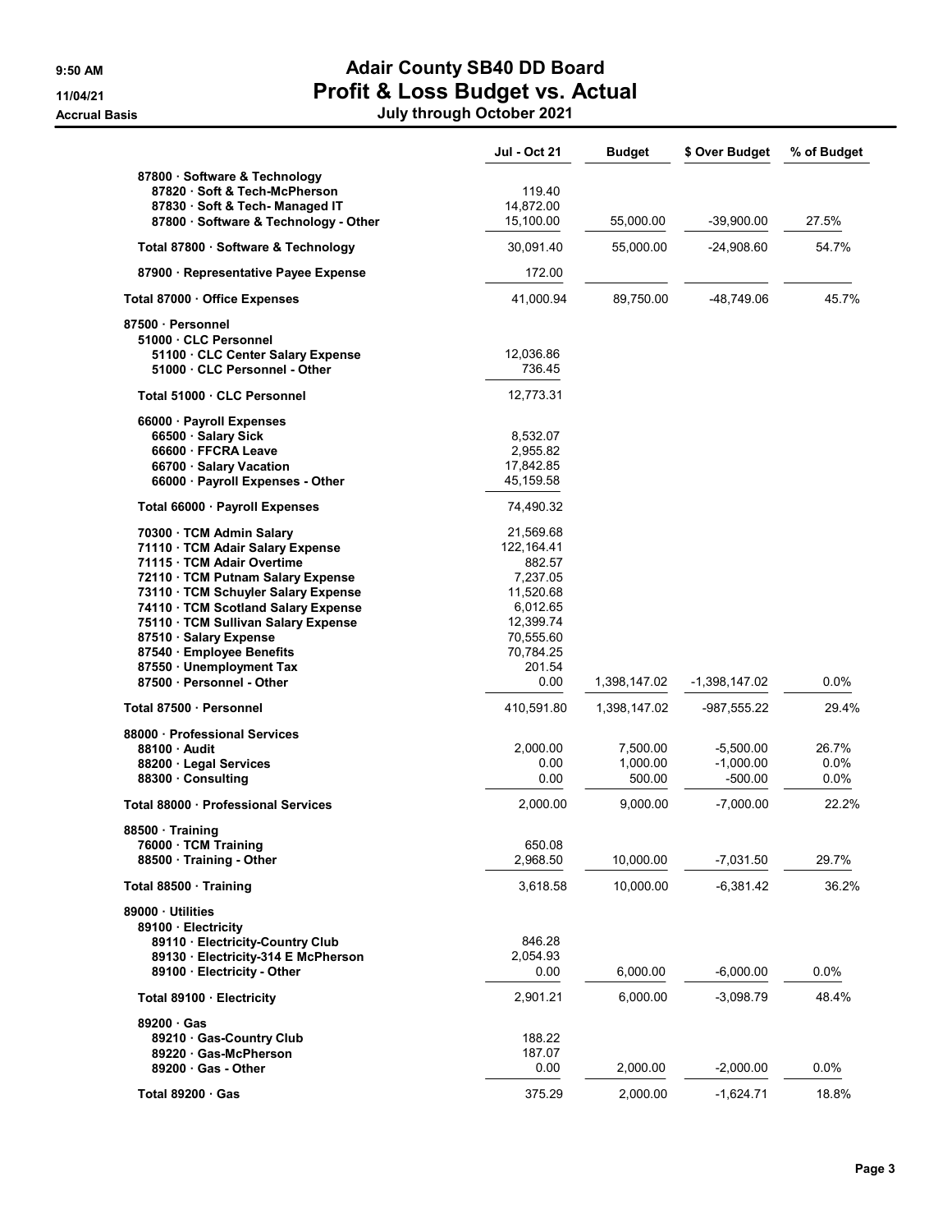# Adair County SB40 DD Board

## Profit & Loss Budget vs. Actual

**Accrual Basis** — July through October 2021

| | Jul - Oct 21 | Budget | $ Over Budget | % of Budget |
|---|---|---|---|---|
| **87800 · Software & Technology** | | | | |
| 87820 · Soft & Tech-McPherson | 119.40 | | | |
| 87830 · Soft & Tech- Managed IT | 14,872.00 | | | |
| 87800 · Software & Technology - Other | 15,100.00 | 55,000.00 | -39,900.00 | 27.5% |
| **Total 87800 · Software & Technology** | 30,091.40 | 55,000.00 | -24,908.60 | 54.7% |
| **87900 · Representative Payee Expense** | 172.00 | | | |
| **Total 87000 · Office Expenses** | 41,000.94 | 89,750.00 | -48,749.06 | 45.7% |
| **87500 · Personnel** | | | | |
| **51000 · CLC Personnel** | | | | |
| 51100 · CLC Center Salary Expense | 12,036.86 | | | |
| 51000 · CLC Personnel - Other | 736.45 | | | |
| **Total 51000 · CLC Personnel** | 12,773.31 | | | |
| **66000 · Payroll Expenses** | | | | |
| 66500 · Salary Sick | 8,532.07 | | | |
| 66600 · FFCRA Leave | 2,955.82 | | | |
| 66700 · Salary Vacation | 17,842.85 | | | |
| 66000 · Payroll Expenses - Other | 45,159.58 | | | |
| **Total 66000 · Payroll Expenses** | 74,490.32 | | | |
| 70300 · TCM Admin Salary | 21,569.68 | | | |
| 71110 · TCM Adair Salary Expense | 122,164.41 | | | |
| 71115 · TCM Adair Overtime | 882.57 | | | |
| 72110 · TCM Putnam Salary Expense | 7,237.05 | | | |
| 73110 · TCM Schuyler Salary Expense | 11,520.68 | | | |
| 74110 · TCM Scotland Salary Expense | 6,012.65 | | | |
| 75110 · TCM Sullivan Salary Expense | 12,399.74 | | | |
| 87510 · Salary Expense | 70,555.60 | | | |
| 87540 · Employee Benefits | 70,784.25 | | | |
| 87550 · Unemployment Tax | 201.54 | | | |
| 87500 · Personnel - Other | 0.00 | 1,398,147.02 | -1,398,147.02 | 0.0% |
| **Total 87500 · Personnel** | 410,591.80 | 1,398,147.02 | -987,555.22 | 29.4% |
| **88000 · Professional Services** | | | | |
| 88100 · Audit | 2,000.00 | 7,500.00 | -5,500.00 | 26.7% |
| 88200 · Legal Services | 0.00 | 1,000.00 | -1,000.00 | 0.0% |
| 88300 · Consulting | 0.00 | 500.00 | -500.00 | 0.0% |
| **Total 88000 · Professional Services** | 2,000.00 | 9,000.00 | -7,000.00 | 22.2% |
| **88500 · Training** | | | | |
| 76000 · TCM Training | 650.08 | | | |
| 88500 · Training - Other | 2,968.50 | 10,000.00 | -7,031.50 | 29.7% |
| **Total 88500 · Training** | 3,618.58 | 10,000.00 | -6,381.42 | 36.2% |
| **89000 · Utilities** | | | | |
| **89100 · Electricity** | | | | |
| 89110 · Electricity-Country Club | 846.28 | | | |
| 89130 · Electricity-314 E McPherson | 2,054.93 | | | |
| 89100 · Electricity - Other | 0.00 | 6,000.00 | -6,000.00 | 0.0% |
| **Total 89100 · Electricity** | 2,901.21 | 6,000.00 | -3,098.79 | 48.4% |
| **89200 · Gas** | | | | |
| 89210 · Gas-Country Club | 188.22 | | | |
| 89220 · Gas-McPherson | 187.07 | | | |
| 89200 · Gas - Other | 0.00 | 2,000.00 | -2,000.00 | 0.0% |
| **Total 89200 · Gas** | 375.29 | 2,000.00 | -1,624.71 | 18.8% |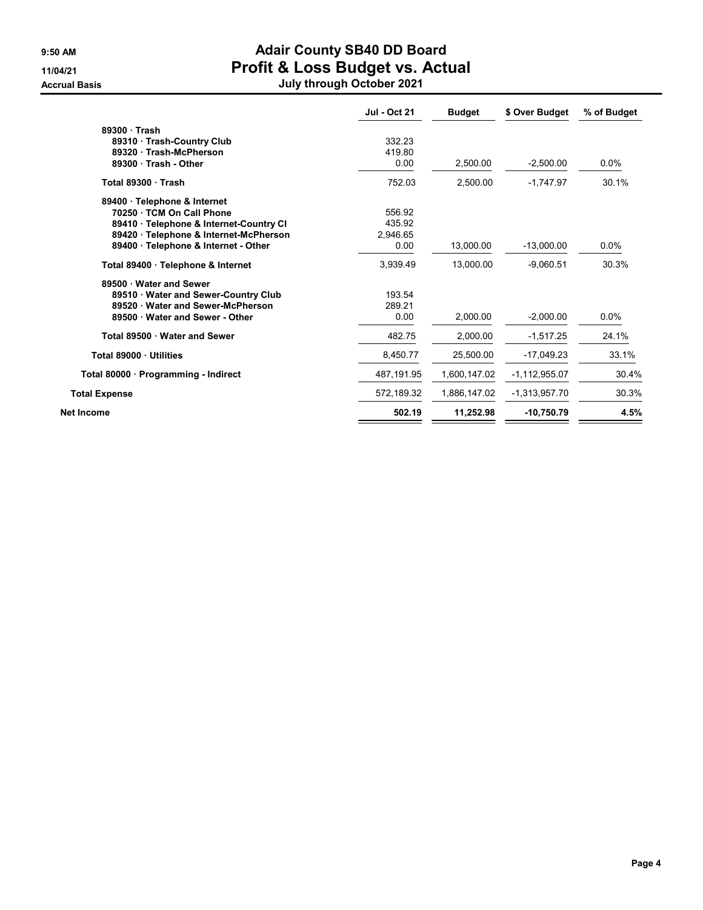# Adair County SB40 DD Board

## Profit & Loss Budget vs. Actual

### July through October 2021

9:50 AM

11/04/21

Accrual Basis

| | Jul - Oct 21 | Budget | $ Over Budget | % of Budget |
|---|---|---|---|---|
| 89300 · Trash | | | | |
| 89310 · Trash-Country Club | 332.23 | | | |
| 89320 · Trash-McPherson | 419.80 | | | |
| 89300 · Trash - Other | 0.00 | 2,500.00 | -2,500.00 | 0.0% |
| **Total 89300 · Trash** | 752.03 | 2,500.00 | -1,747.97 | 30.1% |
| 89400 · Telephone & Internet | | | | |
| 70250 · TCM On Call Phone | 556.92 | | | |
| 89410 · Telephone & Internet-Country Cl | 435.92 | | | |
| 89420 · Telephone & Internet-McPherson | 2,946.65 | | | |
| 89400 · Telephone & Internet - Other | 0.00 | 13,000.00 | -13,000.00 | 0.0% |
| **Total 89400 · Telephone & Internet** | 3,939.49 | 13,000.00 | -9,060.51 | 30.3% |
| 89500 · Water and Sewer | | | | |
| 89510 · Water and Sewer-Country Club | 193.54 | | | |
| 89520 · Water and Sewer-McPherson | 289.21 | | | |
| 89500 · Water and Sewer - Other | 0.00 | 2,000.00 | -2,000.00 | 0.0% |
| **Total 89500 · Water and Sewer** | 482.75 | 2,000.00 | -1,517.25 | 24.1% |
| **Total 89000 · Utilities** | 8,450.77 | 25,500.00 | -17,049.23 | 33.1% |
| **Total 80000 · Programming - Indirect** | 487,191.95 | 1,600,147.02 | -1,112,955.07 | 30.4% |
| **Total Expense** | 572,189.32 | 1,886,147.02 | -1,313,957.70 | 30.3% |
| **Net Income** | **502.19** | **11,252.98** | **-10,750.79** | **4.5%** |